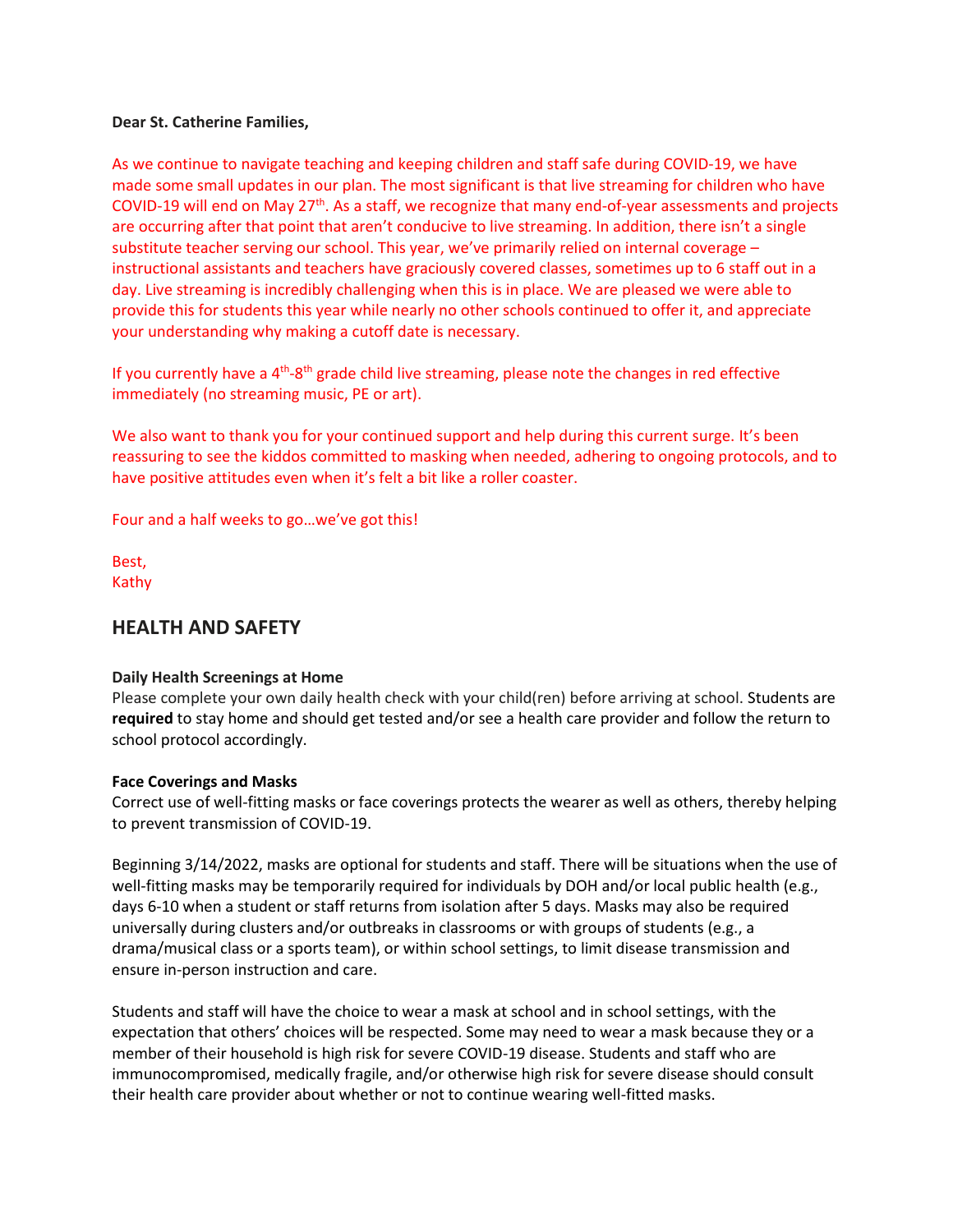**Dear St. Catherine Families,**

As we continue to navigate teaching and keeping children and staff safe during COVID-19, we have made some small updates in our plan. The most significant is that live streaming for children who have COVID-19 will end on May 27th. As a staff, we recognize that many end-of-year assessments and projects are occurring after that point that aren't conducive to live streaming. In addition, there isn't a single substitute teacher serving our school. This year, we've primarily relied on internal coverage – instructional assistants and teachers have graciously covered classes, sometimes up to 6 staff out in a day. Live streaming is incredibly challenging when this is in place. We are pleased we were able to provide this for students this year while nearly no other schools continued to offer it, and appreciate your understanding why making a cutoff date is necessary.

If you currently have a 4th-8th grade child live streaming, please note the changes in red effective immediately (no streaming music, PE or art).

We also want to thank you for your continued support and help during this current surge. It's been reassuring to see the kiddos committed to masking when needed, adhering to ongoing protocols, and to have positive attitudes even when it's felt a bit like a roller coaster.

Four and a half weeks to go…we've got this!

Best,
Kathy

## HEALTH AND SAFETY

**Daily Health Screenings at Home**

Please complete your own daily health check with your child(ren) before arriving at school. Students are **required** to stay home and should get tested and/or see a health care provider and follow the return to school protocol accordingly.

**Face Coverings and Masks**

Correct use of well-fitting masks or face coverings protects the wearer as well as others, thereby helping to prevent transmission of COVID-19.

Beginning 3/14/2022, masks are optional for students and staff. There will be situations when the use of well-fitting masks may be temporarily required for individuals by DOH and/or local public health (e.g., days 6-10 when a student or staff returns from isolation after 5 days. Masks may also be required universally during clusters and/or outbreaks in classrooms or with groups of students (e.g., a drama/musical class or a sports team), or within school settings, to limit disease transmission and ensure in-person instruction and care.

Students and staff will have the choice to wear a mask at school and in school settings, with the expectation that others' choices will be respected. Some may need to wear a mask because they or a member of their household is high risk for severe COVID-19 disease. Students and staff who are immunocompromised, medically fragile, and/or otherwise high risk for severe disease should consult their health care provider about whether or not to continue wearing well-fitted masks.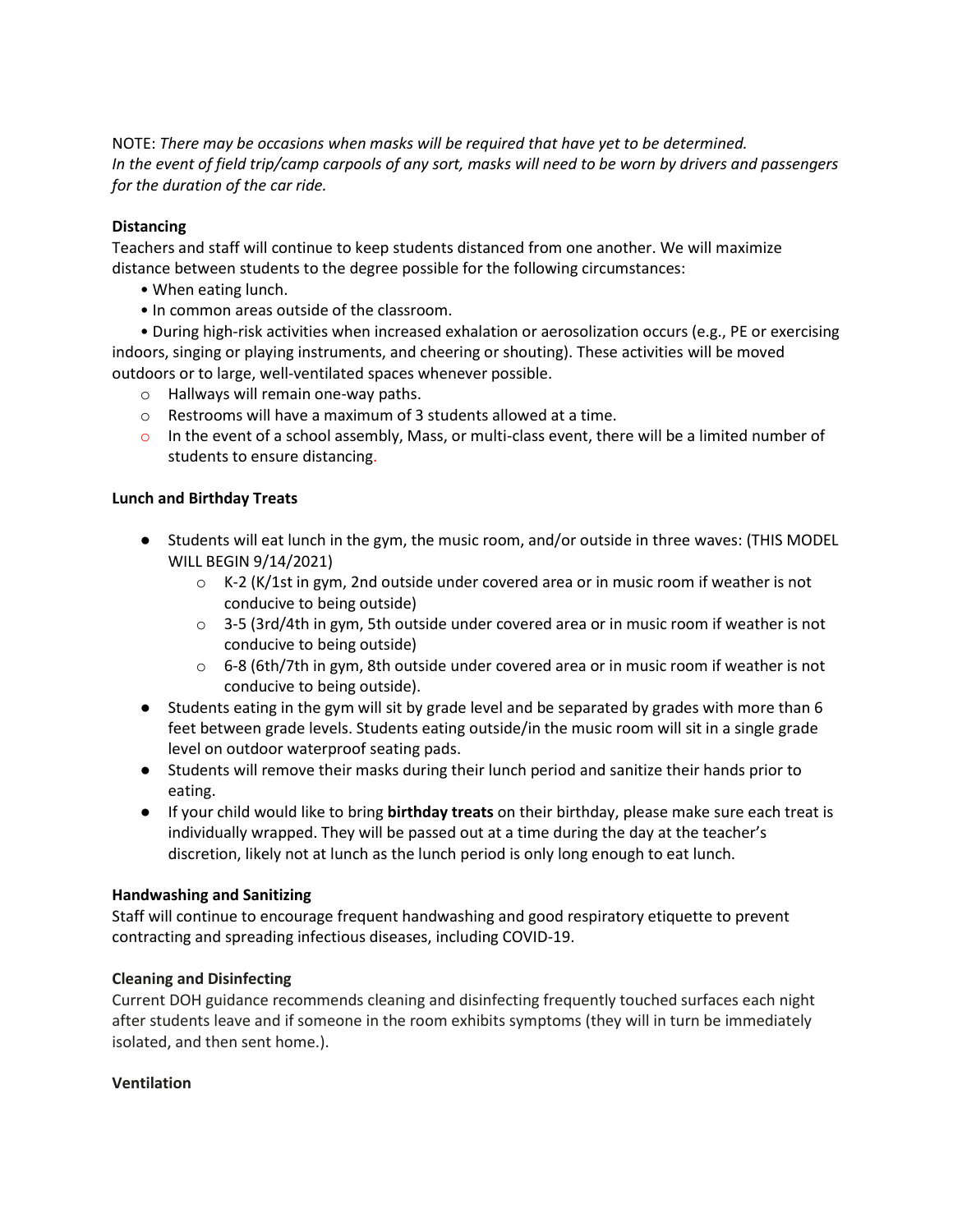NOTE: *There may be occasions when masks will be required that have yet to be determined.*
*In the event of field trip/camp carpools of any sort, masks will need to be worn by drivers and passengers for the duration of the car ride.*

**Distancing**

Teachers and staff will continue to keep students distanced from one another. We will maximize distance between students to the degree possible for the following circumstances:

- When eating lunch.
- In common areas outside of the classroom.
- During high-risk activities when increased exhalation or aerosolization occurs (e.g., PE or exercising indoors, singing or playing instruments, and cheering or shouting). These activities will be moved outdoors or to large, well-ventilated spaces whenever possible.
  - Hallways will remain one-way paths.
  - Restrooms will have a maximum of 3 students allowed at a time.
  - In the event of a school assembly, Mass, or multi-class event, there will be a limited number of students to ensure distancing.

**Lunch and Birthday Treats**

- Students will eat lunch in the gym, the music room, and/or outside in three waves: (THIS MODEL WILL BEGIN 9/14/2021)
  - K-2 (K/1st in gym, 2nd outside under covered area or in music room if weather is not conducive to being outside)
  - 3-5 (3rd/4th in gym, 5th outside under covered area or in music room if weather is not conducive to being outside)
  - 6-8 (6th/7th in gym, 8th outside under covered area or in music room if weather is not conducive to being outside).
- Students eating in the gym will sit by grade level and be separated by grades with more than 6 feet between grade levels. Students eating outside/in the music room will sit in a single grade level on outdoor waterproof seating pads.
- Students will remove their masks during their lunch period and sanitize their hands prior to eating.
- If your child would like to bring **birthday treats** on their birthday, please make sure each treat is individually wrapped. They will be passed out at a time during the day at the teacher's discretion, likely not at lunch as the lunch period is only long enough to eat lunch.

**Handwashing and Sanitizing**

Staff will continue to encourage frequent handwashing and good respiratory etiquette to prevent contracting and spreading infectious diseases, including COVID-19.

**Cleaning and Disinfecting**

Current DOH guidance recommends cleaning and disinfecting frequently touched surfaces each night after students leave and if someone in the room exhibits symptoms (they will in turn be immediately isolated, and then sent home.).

**Ventilation**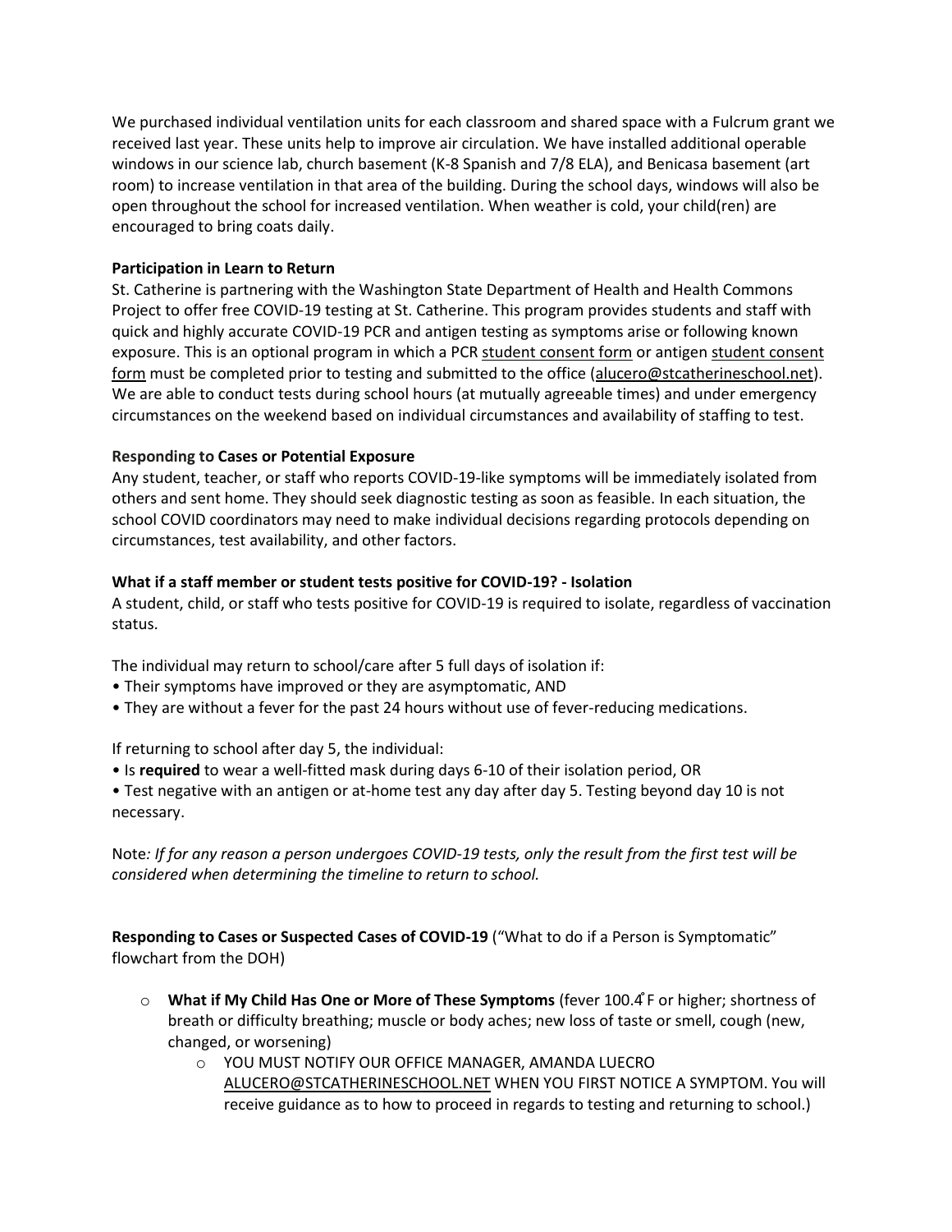We purchased individual ventilation units for each classroom and shared space with a Fulcrum grant we received last year. These units help to improve air circulation. We have installed additional operable windows in our science lab, church basement (K-8 Spanish and 7/8 ELA), and Benicasa basement (art room) to increase ventilation in that area of the building. During the school days, windows will also be open throughout the school for increased ventilation. When weather is cold, your child(ren) are encouraged to bring coats daily.

**Participation in Learn to Return**

St. Catherine is partnering with the Washington State Department of Health and Health Commons Project to offer free COVID-19 testing at St. Catherine. This program provides students and staff with quick and highly accurate COVID-19 PCR and antigen testing as symptoms arise or following known exposure. This is an optional program in which a PCR student consent form or antigen student consent form must be completed prior to testing and submitted to the office (alucero@stcatherineschool.net). We are able to conduct tests during school hours (at mutually agreeable times) and under emergency circumstances on the weekend based on individual circumstances and availability of staffing to test.

**Responding to Cases or Potential Exposure**

Any student, teacher, or staff who reports COVID-19-like symptoms will be immediately isolated from others and sent home. They should seek diagnostic testing as soon as feasible. In each situation, the school COVID coordinators may need to make individual decisions regarding protocols depending on circumstances, test availability, and other factors.

**What if a staff member or student tests positive for COVID-19? - Isolation**

A student, child, or staff who tests positive for COVID-19 is required to isolate, regardless of vaccination status.

The individual may return to school/care after 5 full days of isolation if:

- Their symptoms have improved or they are asymptomatic, AND
- They are without a fever for the past 24 hours without use of fever-reducing medications.

If returning to school after day 5, the individual:

- Is **required** to wear a well-fitted mask during days 6-10 of their isolation period, OR
- Test negative with an antigen or at-home test any day after day 5. Testing beyond day 10 is not necessary.

Note*: If for any reason a person undergoes COVID-19 tests, only the result from the first test will be considered when determining the timeline to return to school.*

**Responding to Cases or Suspected Cases of COVID-19** ("What to do if a Person is Symptomatic" flowchart from the DOH)

- **What if My Child Has One or More of These Symptoms** (fever 100.4°F or higher; shortness of breath or difficulty breathing; muscle or body aches; new loss of taste or smell, cough (new, changed, or worsening)
  - YOU MUST NOTIFY OUR OFFICE MANAGER, AMANDA LUECRO ALUCERO@STCATHERINESCHOOL.NET WHEN YOU FIRST NOTICE A SYMPTOM. You will receive guidance as to how to proceed in regards to testing and returning to school.)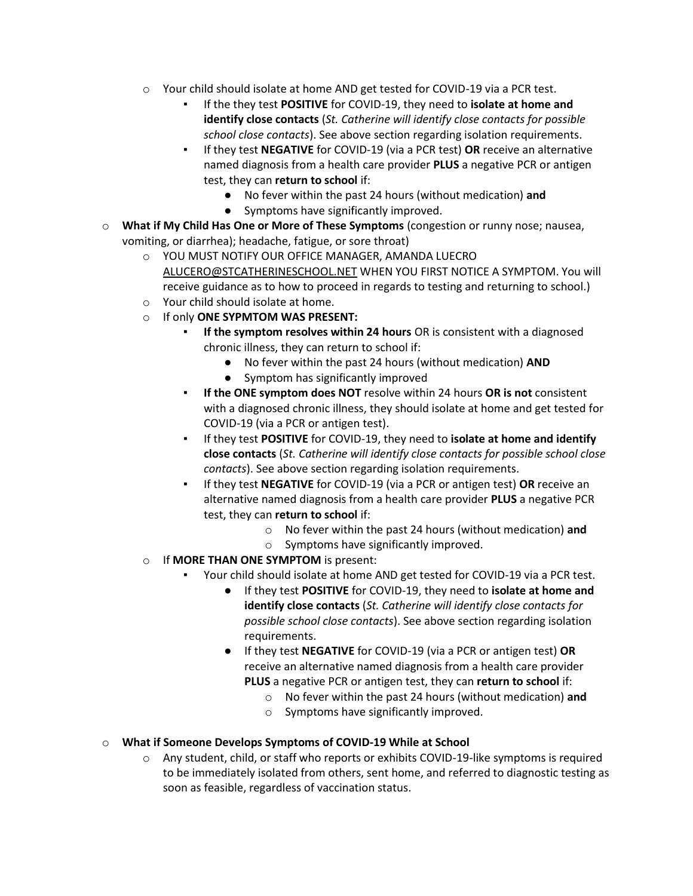- Your child should isolate at home AND get tested for COVID-19 via a PCR test.
  - If the they test **POSITIVE** for COVID-19, they need to **isolate at home and identify close contacts** (*St. Catherine will identify close contacts for possible school close contacts*). See above section regarding isolation requirements.
  - If they test **NEGATIVE** for COVID-19 (via a PCR test) **OR** receive an alternative named diagnosis from a health care provider **PLUS** a negative PCR or antigen test, they can **return to school** if:
    - No fever within the past 24 hours (without medication) **and**
    - Symptoms have significantly improved.

- **What if My Child Has One or More of These Symptoms** (congestion or runny nose; nausea, vomiting, or diarrhea); headache, fatigue, or sore throat)
  - YOU MUST NOTIFY OUR OFFICE MANAGER, AMANDA LUECRO ALUCERO@STCATHERINESCHOOL.NET WHEN YOU FIRST NOTICE A SYMPTOM. You will receive guidance as to how to proceed in regards to testing and returning to school.)
  - Your child should isolate at home.
  - If only **ONE SYPMTOM WAS PRESENT:**
    - **If the symptom resolves within 24 hours** OR is consistent with a diagnosed chronic illness, they can return to school if:
      - No fever within the past 24 hours (without medication) **AND**
      - Symptom has significantly improved
    - **If the ONE symptom does NOT** resolve within 24 hours **OR is not** consistent with a diagnosed chronic illness, they should isolate at home and get tested for COVID-19 (via a PCR or antigen test).
    - If they test **POSITIVE** for COVID-19, they need to **isolate at home and identify close contacts** (*St. Catherine will identify close contacts for possible school close contacts*). See above section regarding isolation requirements.
    - If they test **NEGATIVE** for COVID-19 (via a PCR or antigen test) **OR** receive an alternative named diagnosis from a health care provider **PLUS** a negative PCR test, they can **return to school** if:
      - No fever within the past 24 hours (without medication) **and**
      - Symptoms have significantly improved.
  - If **MORE THAN ONE SYMPTOM** is present:
    - Your child should isolate at home AND get tested for COVID-19 via a PCR test.
      - If they test **POSITIVE** for COVID-19, they need to **isolate at home and identify close contacts** (*St. Catherine will identify close contacts for possible school close contacts*). See above section regarding isolation requirements.
      - If they test **NEGATIVE** for COVID-19 (via a PCR or antigen test) **OR** receive an alternative named diagnosis from a health care provider **PLUS** a negative PCR or antigen test, they can **return to school** if:
        - No fever within the past 24 hours (without medication) **and**
        - Symptoms have significantly improved.

- **What if Someone Develops Symptoms of COVID-19 While at School**
  - Any student, child, or staff who reports or exhibits COVID-19-like symptoms is required to be immediately isolated from others, sent home, and referred to diagnostic testing as soon as feasible, regardless of vaccination status.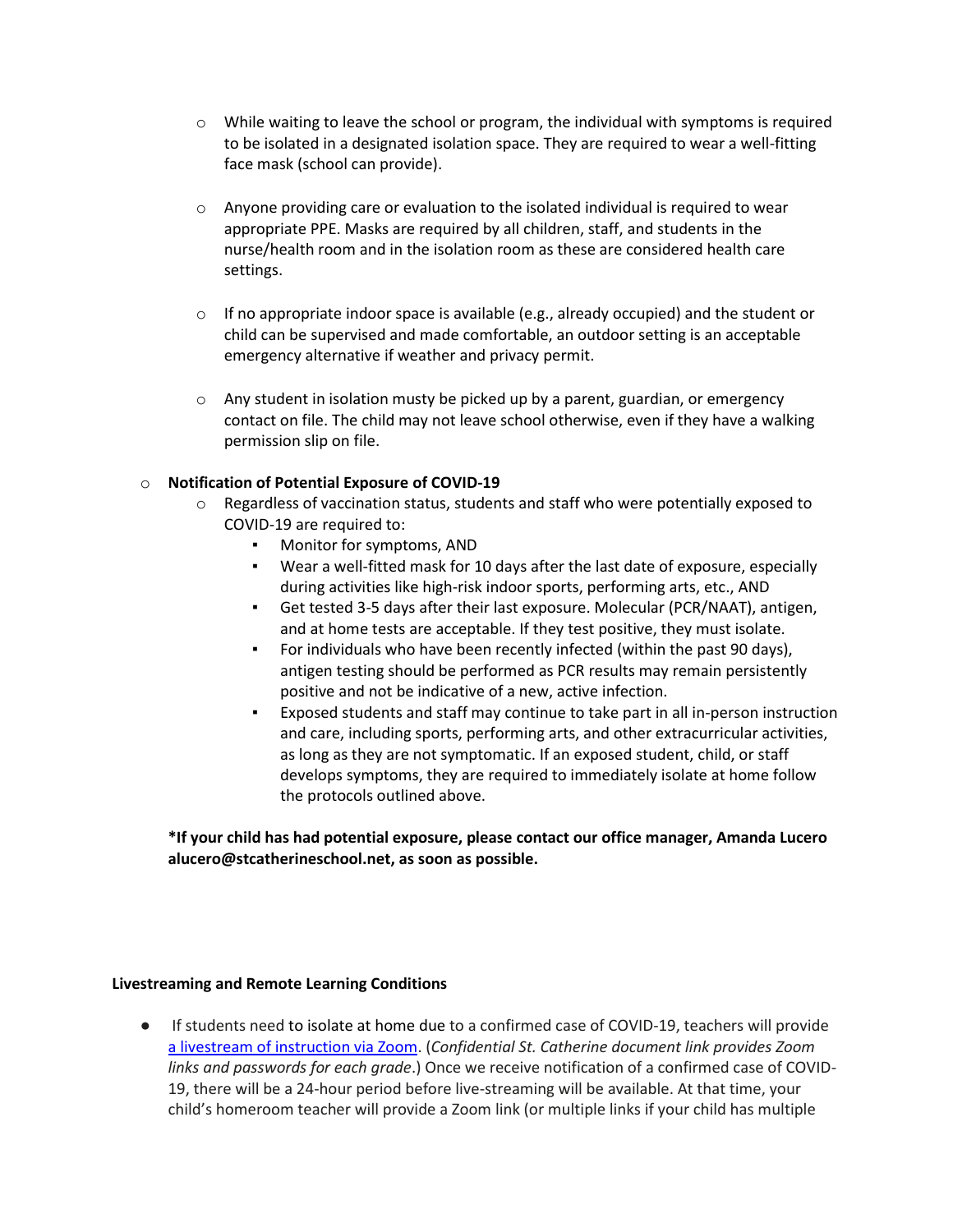- While waiting to leave the school or program, the individual with symptoms is required to be isolated in a designated isolation space. They are required to wear a well-fitting face mask (school can provide).
- Anyone providing care or evaluation to the isolated individual is required to wear appropriate PPE. Masks are required by all children, staff, and students in the nurse/health room and in the isolation room as these are considered health care settings.
- If no appropriate indoor space is available (e.g., already occupied) and the student or child can be supervised and made comfortable, an outdoor setting is an acceptable emergency alternative if weather and privacy permit.
- Any student in isolation musty be picked up by a parent, guardian, or emergency contact on file. The child may not leave school otherwise, even if they have a walking permission slip on file.

- **Notification of Potential Exposure of COVID-19**
  - Regardless of vaccination status, students and staff who were potentially exposed to COVID-19 are required to:
    - Monitor for symptoms, AND
    - Wear a well-fitted mask for 10 days after the last date of exposure, especially during activities like high-risk indoor sports, performing arts, etc., AND
    - Get tested 3-5 days after their last exposure. Molecular (PCR/NAAT), antigen, and at home tests are acceptable. If they test positive, they must isolate.
    - For individuals who have been recently infected (within the past 90 days), antigen testing should be performed as PCR results may remain persistently positive and not be indicative of a new, active infection.
    - Exposed students and staff may continue to take part in all in-person instruction and care, including sports, performing arts, and other extracurricular activities, as long as they are not symptomatic. If an exposed student, child, or staff develops symptoms, they are required to immediately isolate at home follow the protocols outlined above.

**\*If your child has had potential exposure, please contact our office manager, Amanda Lucero alucero@stcatherineschool.net, as soon as possible.**

**Livestreaming and Remote Learning Conditions**

- If students need to isolate at home due to a confirmed case of COVID-19, teachers will provide [a livestream of instruction via Zoom](). (*Confidential St. Catherine document link provides Zoom links and passwords for each grade*.) Once we receive notification of a confirmed case of COVID-19, there will be a 24-hour period before live-streaming will be available. At that time, your child's homeroom teacher will provide a Zoom link (or multiple links if your child has multiple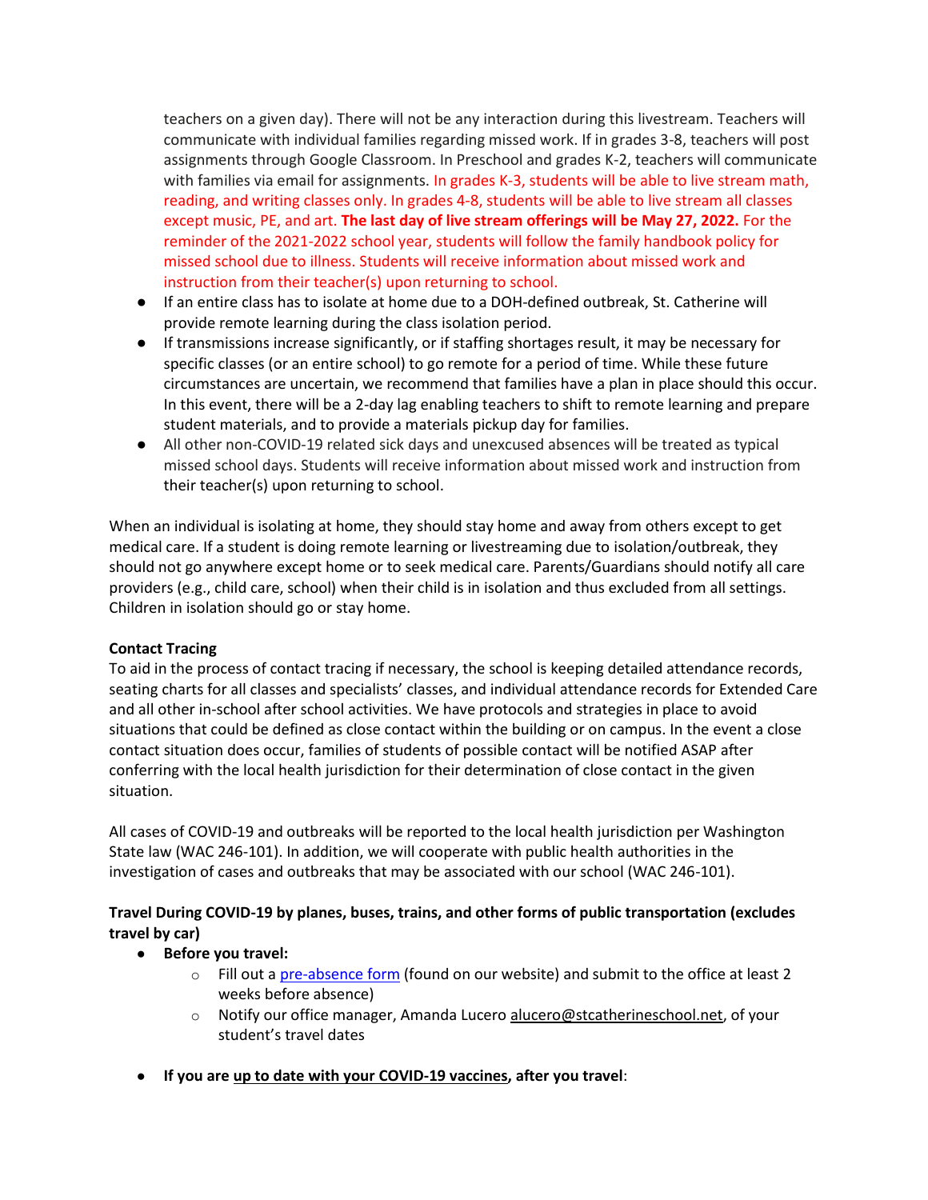teachers on a given day). There will not be any interaction during this livestream. Teachers will communicate with individual families regarding missed work. If in grades 3-8, teachers will post assignments through Google Classroom. In Preschool and grades K-2, teachers will communicate with families via email for assignments. In grades K-3, students will be able to live stream math, reading, and writing classes only. In grades 4-8, students will be able to live stream all classes except music, PE, and art. **The last day of live stream offerings will be May 27, 2022.** For the reminder of the 2021-2022 school year, students will follow the family handbook policy for missed school due to illness. Students will receive information about missed work and instruction from their teacher(s) upon returning to school.

- If an entire class has to isolate at home due to a DOH-defined outbreak, St. Catherine will provide remote learning during the class isolation period.
- If transmissions increase significantly, or if staffing shortages result, it may be necessary for specific classes (or an entire school) to go remote for a period of time. While these future circumstances are uncertain, we recommend that families have a plan in place should this occur. In this event, there will be a 2-day lag enabling teachers to shift to remote learning and prepare student materials, and to provide a materials pickup day for families.
- All other non-COVID-19 related sick days and unexcused absences will be treated as typical missed school days. Students will receive information about missed work and instruction from their teacher(s) upon returning to school.

When an individual is isolating at home, they should stay home and away from others except to get medical care. If a student is doing remote learning or livestreaming due to isolation/outbreak, they should not go anywhere except home or to seek medical care. Parents/Guardians should notify all care providers (e.g., child care, school) when their child is in isolation and thus excluded from all settings. Children in isolation should go or stay home.

**Contact Tracing**

To aid in the process of contact tracing if necessary, the school is keeping detailed attendance records, seating charts for all classes and specialists' classes, and individual attendance records for Extended Care and all other in-school after school activities. We have protocols and strategies in place to avoid situations that could be defined as close contact within the building or on campus. In the event a close contact situation does occur, families of students of possible contact will be notified ASAP after conferring with the local health jurisdiction for their determination of close contact in the given situation.

All cases of COVID-19 and outbreaks will be reported to the local health jurisdiction per Washington State law (WAC 246-101). In addition, we will cooperate with public health authorities in the investigation of cases and outbreaks that may be associated with our school (WAC 246-101).

**Travel During COVID-19 by planes, buses, trains, and other forms of public transportation (excludes travel by car)**

- **Before you travel:**
  - Fill out a pre-absence form (found on our website) and submit to the office at least 2 weeks before absence)
  - Notify our office manager, Amanda Lucero alucero@stcatherineschool.net, of your student's travel dates

- **If you are up to date with your COVID-19 vaccines, after you travel**: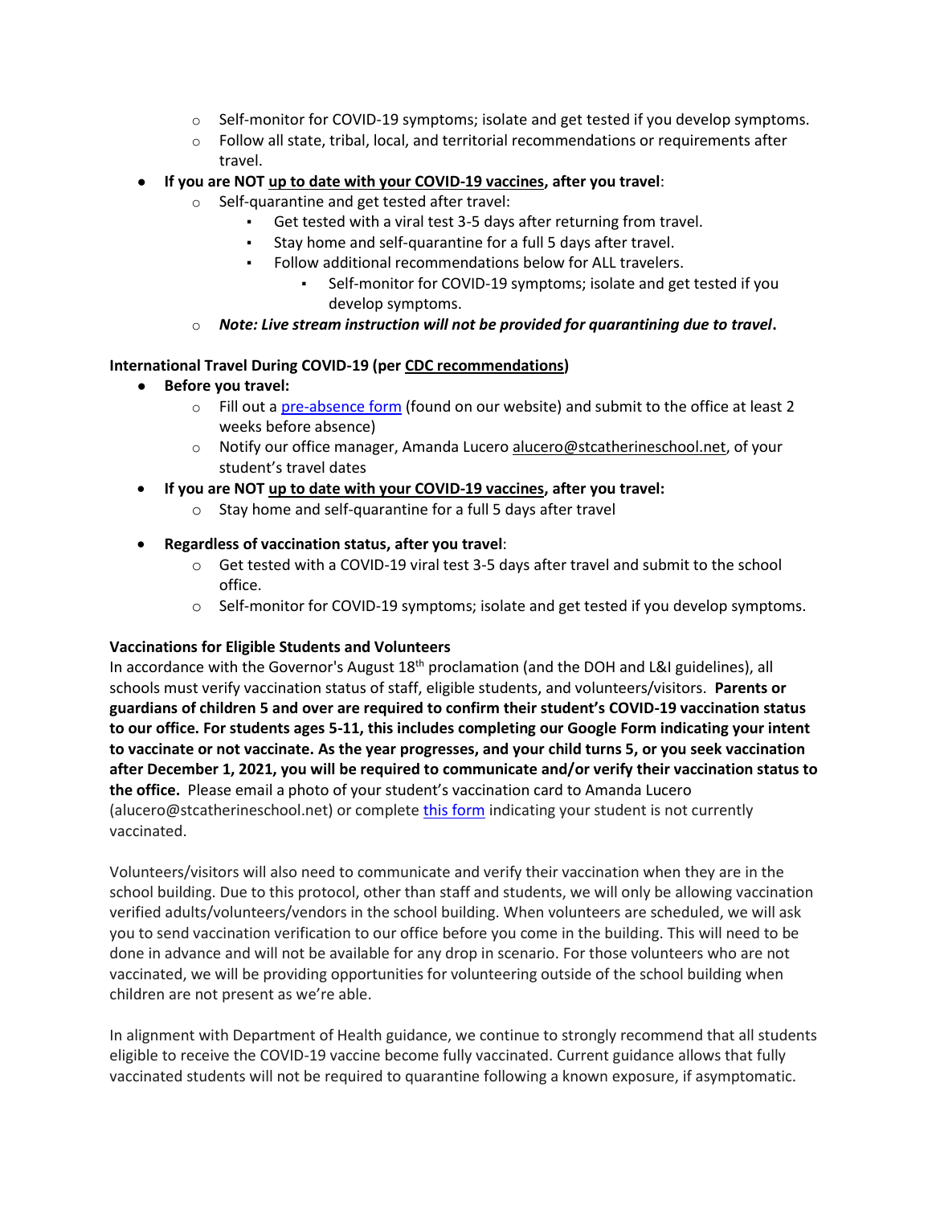- Self-monitor for COVID-19 symptoms; isolate and get tested if you develop symptoms.
  - Follow all state, tribal, local, and territorial recommendations or requirements after travel.
- **If you are NOT up to date with your COVID-19 vaccines, after you travel**:
  - Self-quarantine and get tested after travel:
    - Get tested with a viral test 3-5 days after returning from travel.
    - Stay home and self-quarantine for a full 5 days after travel.
    - Follow additional recommendations below for ALL travelers.
      - Self-monitor for COVID-19 symptoms; isolate and get tested if you develop symptoms.
  - ***Note: Live stream instruction will not be provided for quarantining due to travel*.**

**International Travel During COVID-19 (per CDC recommendations)**

- **Before you travel:**
  - Fill out a pre-absence form (found on our website) and submit to the office at least 2 weeks before absence)
  - Notify our office manager, Amanda Lucero alucero@stcatherineschool.net, of your student's travel dates
- **If you are NOT up to date with your COVID-19 vaccines, after you travel:**
  - Stay home and self-quarantine for a full 5 days after travel
- **Regardless of vaccination status, after you travel**:
  - Get tested with a COVID-19 viral test 3-5 days after travel and submit to the school office.
  - Self-monitor for COVID-19 symptoms; isolate and get tested if you develop symptoms.

**Vaccinations for Eligible Students and Volunteers**

In accordance with the Governor's August 18th proclamation (and the DOH and L&I guidelines), all schools must verify vaccination status of staff, eligible students, and volunteers/visitors. **Parents or guardians of children 5 and over are required to confirm their student's COVID-19 vaccination status to our office. For students ages 5-11, this includes completing our Google Form indicating your intent to vaccinate or not vaccinate. As the year progresses, and your child turns 5, or you seek vaccination after December 1, 2021, you will be required to communicate and/or verify their vaccination status to the office.** Please email a photo of your student's vaccination card to Amanda Lucero (alucero@stcatherineschool.net) or complete this form indicating your student is not currently vaccinated.

Volunteers/visitors will also need to communicate and verify their vaccination when they are in the school building. Due to this protocol, other than staff and students, we will only be allowing vaccination verified adults/volunteers/vendors in the school building. When volunteers are scheduled, we will ask you to send vaccination verification to our office before you come in the building. This will need to be done in advance and will not be available for any drop in scenario. For those volunteers who are not vaccinated, we will be providing opportunities for volunteering outside of the school building when children are not present as we're able.

In alignment with Department of Health guidance, we continue to strongly recommend that all students eligible to receive the COVID-19 vaccine become fully vaccinated. Current guidance allows that fully vaccinated students will not be required to quarantine following a known exposure, if asymptomatic.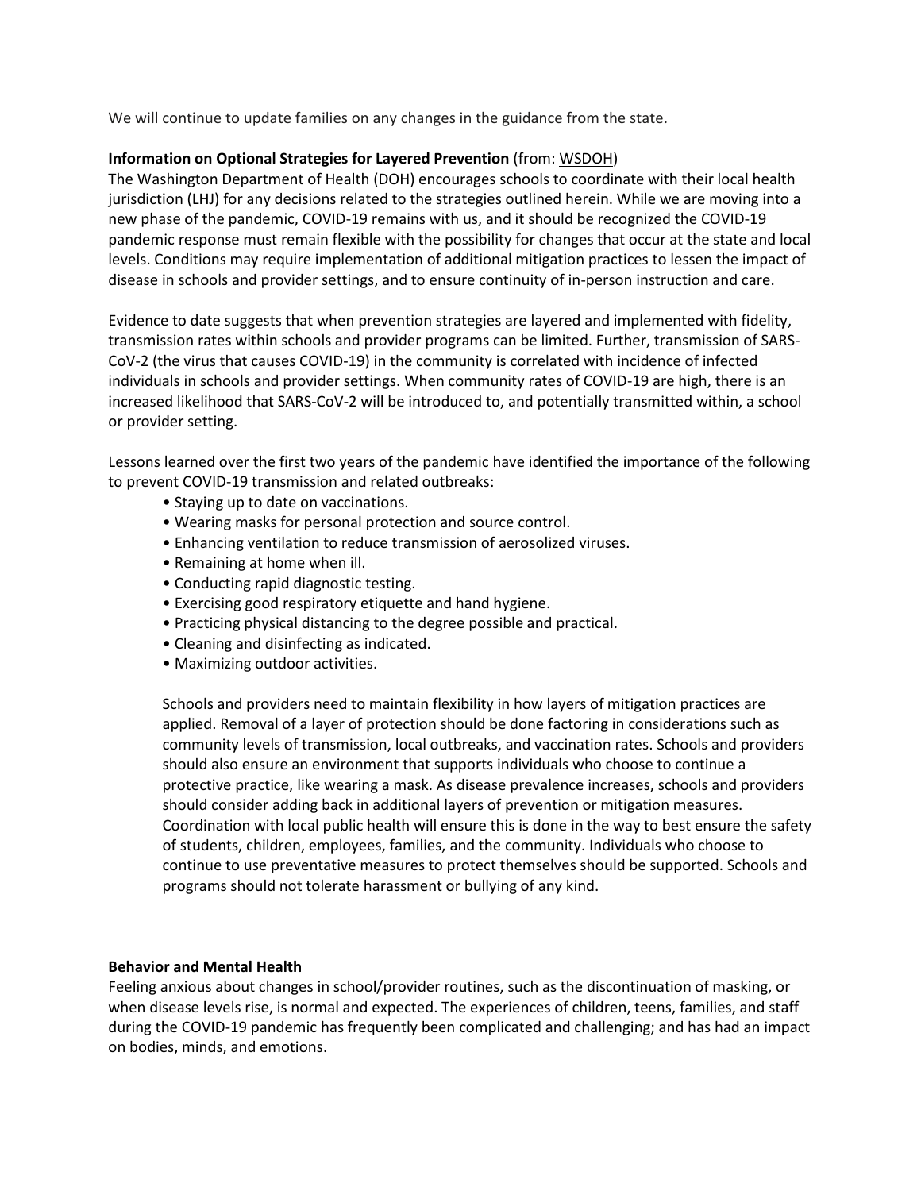We will continue to update families on any changes in the guidance from the state.

**Information on Optional Strategies for Layered Prevention** (from: WSDOH)
The Washington Department of Health (DOH) encourages schools to coordinate with their local health jurisdiction (LHJ) for any decisions related to the strategies outlined herein. While we are moving into a new phase of the pandemic, COVID-19 remains with us, and it should be recognized the COVID-19 pandemic response must remain flexible with the possibility for changes that occur at the state and local levels. Conditions may require implementation of additional mitigation practices to lessen the impact of disease in schools and provider settings, and to ensure continuity of in-person instruction and care.

Evidence to date suggests that when prevention strategies are layered and implemented with fidelity, transmission rates within schools and provider programs can be limited. Further, transmission of SARS-CoV-2 (the virus that causes COVID-19) in the community is correlated with incidence of infected individuals in schools and provider settings. When community rates of COVID-19 are high, there is an increased likelihood that SARS-CoV-2 will be introduced to, and potentially transmitted within, a school or provider setting.

Lessons learned over the first two years of the pandemic have identified the importance of the following to prevent COVID-19 transmission and related outbreaks:

- Staying up to date on vaccinations.
- Wearing masks for personal protection and source control.
- Enhancing ventilation to reduce transmission of aerosolized viruses.
- Remaining at home when ill.
- Conducting rapid diagnostic testing.
- Exercising good respiratory etiquette and hand hygiene.
- Practicing physical distancing to the degree possible and practical.
- Cleaning and disinfecting as indicated.
- Maximizing outdoor activities.

Schools and providers need to maintain flexibility in how layers of mitigation practices are applied. Removal of a layer of protection should be done factoring in considerations such as community levels of transmission, local outbreaks, and vaccination rates. Schools and providers should also ensure an environment that supports individuals who choose to continue a protective practice, like wearing a mask. As disease prevalence increases, schools and providers should consider adding back in additional layers of prevention or mitigation measures. Coordination with local public health will ensure this is done in the way to best ensure the safety of students, children, employees, families, and the community. Individuals who choose to continue to use preventative measures to protect themselves should be supported. Schools and programs should not tolerate harassment or bullying of any kind.

**Behavior and Mental Health**
Feeling anxious about changes in school/provider routines, such as the discontinuation of masking, or when disease levels rise, is normal and expected. The experiences of children, teens, families, and staff during the COVID-19 pandemic has frequently been complicated and challenging; and has had an impact on bodies, minds, and emotions.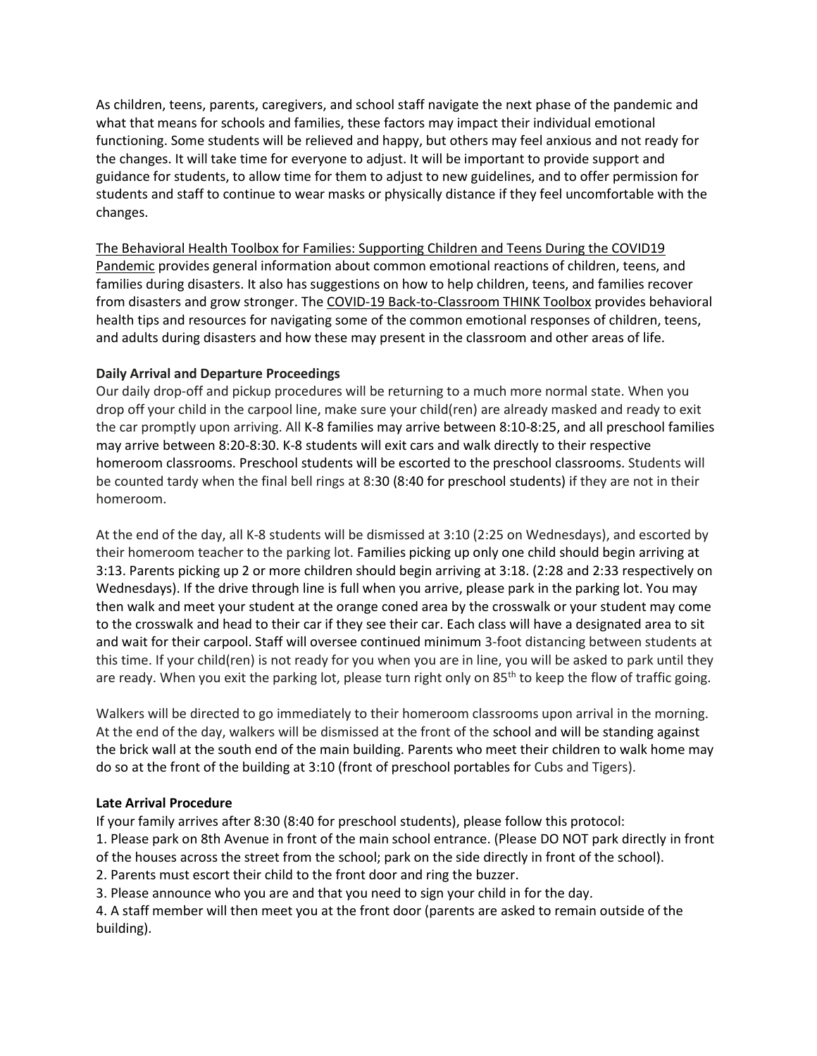As children, teens, parents, caregivers, and school staff navigate the next phase of the pandemic and what that means for schools and families, these factors may impact their individual emotional functioning. Some students will be relieved and happy, but others may feel anxious and not ready for the changes. It will take time for everyone to adjust. It will be important to provide support and guidance for students, to allow time for them to adjust to new guidelines, and to offer permission for students and staff to continue to wear masks or physically distance if they feel uncomfortable with the changes.

The Behavioral Health Toolbox for Families: Supporting Children and Teens During the COVID19 Pandemic provides general information about common emotional reactions of children, teens, and families during disasters. It also has suggestions on how to help children, teens, and families recover from disasters and grow stronger. The COVID-19 Back-to-Classroom THINK Toolbox provides behavioral health tips and resources for navigating some of the common emotional responses of children, teens, and adults during disasters and how these may present in the classroom and other areas of life.

**Daily Arrival and Departure Proceedings**

Our daily drop-off and pickup procedures will be returning to a much more normal state. When you drop off your child in the carpool line, make sure your child(ren) are already masked and ready to exit the car promptly upon arriving. All K-8 families may arrive between 8:10-8:25, and all preschool families may arrive between 8:20-8:30. K-8 students will exit cars and walk directly to their respective homeroom classrooms. Preschool students will be escorted to the preschool classrooms. Students will be counted tardy when the final bell rings at 8:30 (8:40 for preschool students) if they are not in their homeroom.

At the end of the day, all K-8 students will be dismissed at 3:10 (2:25 on Wednesdays), and escorted by their homeroom teacher to the parking lot. Families picking up only one child should begin arriving at 3:13. Parents picking up 2 or more children should begin arriving at 3:18. (2:28 and 2:33 respectively on Wednesdays). If the drive through line is full when you arrive, please park in the parking lot. You may then walk and meet your student at the orange coned area by the crosswalk or your student may come to the crosswalk and head to their car if they see their car. Each class will have a designated area to sit and wait for their carpool. Staff will oversee continued minimum 3-foot distancing between students at this time. If your child(ren) is not ready for you when you are in line, you will be asked to park until they are ready. When you exit the parking lot, please turn right only on 85th to keep the flow of traffic going.

Walkers will be directed to go immediately to their homeroom classrooms upon arrival in the morning. At the end of the day, walkers will be dismissed at the front of the school and will be standing against the brick wall at the south end of the main building. Parents who meet their children to walk home may do so at the front of the building at 3:10 (front of preschool portables for Cubs and Tigers).

**Late Arrival Procedure**

If your family arrives after 8:30 (8:40 for preschool students), please follow this protocol:

1. Please park on 8th Avenue in front of the main school entrance. (Please DO NOT park directly in front of the houses across the street from the school; park on the side directly in front of the school).
2. Parents must escort their child to the front door and ring the buzzer.
3. Please announce who you are and that you need to sign your child in for the day.
4. A staff member will then meet you at the front door (parents are asked to remain outside of the building).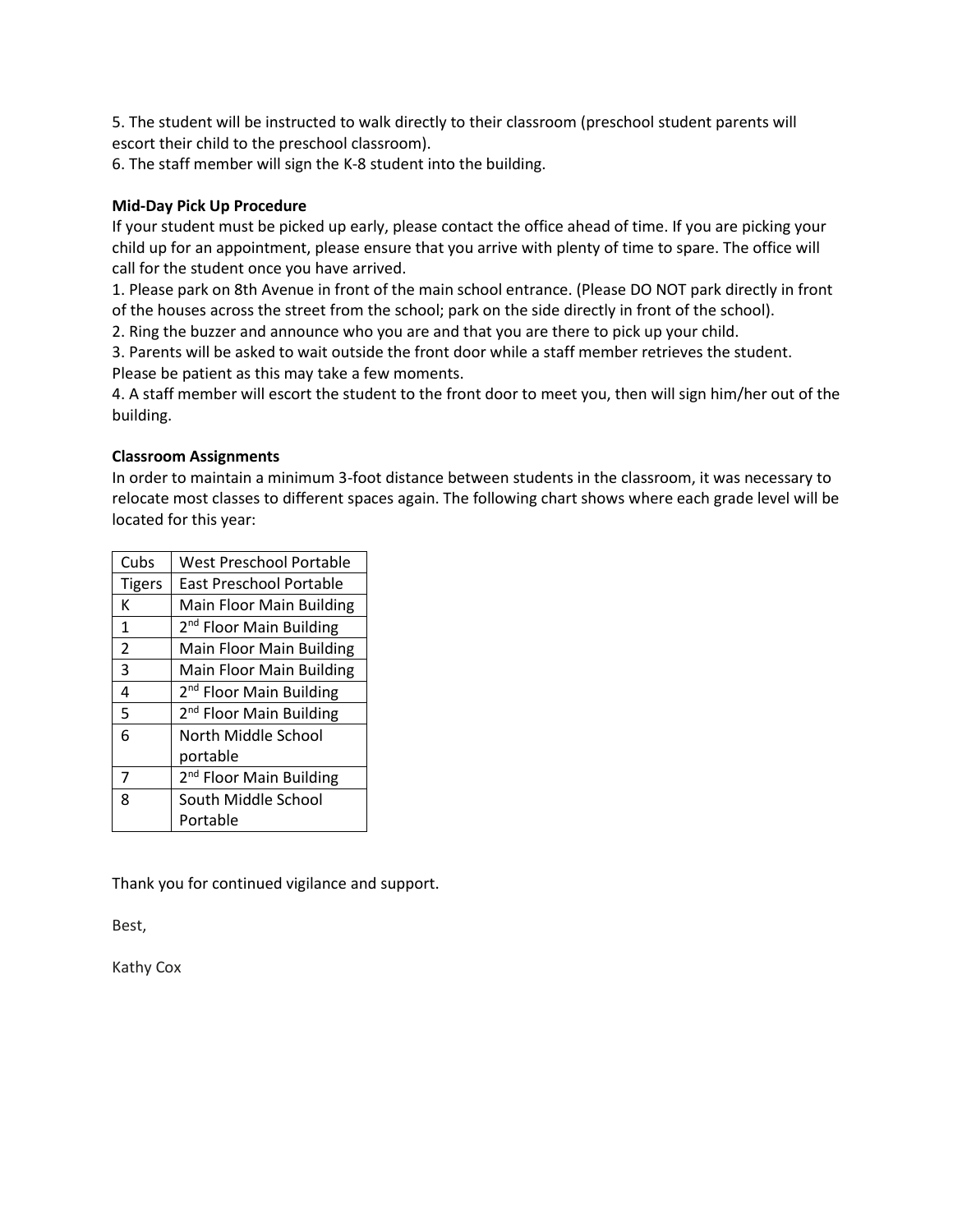5. The student will be instructed to walk directly to their classroom (preschool student parents will escort their child to the preschool classroom).
6. The staff member will sign the K-8 student into the building.

**Mid-Day Pick Up Procedure**

If your student must be picked up early, please contact the office ahead of time. If you are picking your child up for an appointment, please ensure that you arrive with plenty of time to spare. The office will call for the student once you have arrived.

1. Please park on 8th Avenue in front of the main school entrance. (Please DO NOT park directly in front of the houses across the street from the school; park on the side directly in front of the school).
2. Ring the buzzer and announce who you are and that you are there to pick up your child.
3. Parents will be asked to wait outside the front door while a staff member retrieves the student. Please be patient as this may take a few moments.
4. A staff member will escort the student to the front door to meet you, then will sign him/her out of the building.

**Classroom Assignments**

In order to maintain a minimum 3-foot distance between students in the classroom, it was necessary to relocate most classes to different spaces again. The following chart shows where each grade level will be located for this year:

| | |
|---|---|
| Cubs | West Preschool Portable |
| Tigers | East Preschool Portable |
| K | Main Floor Main Building |
| 1 | 2nd Floor Main Building |
| 2 | Main Floor Main Building |
| 3 | Main Floor Main Building |
| 4 | 2nd Floor Main Building |
| 5 | 2nd Floor Main Building |
| 6 | North Middle School portable |
| 7 | 2nd Floor Main Building |
| 8 | South Middle School Portable |

Thank you for continued vigilance and support.

Best,

Kathy Cox